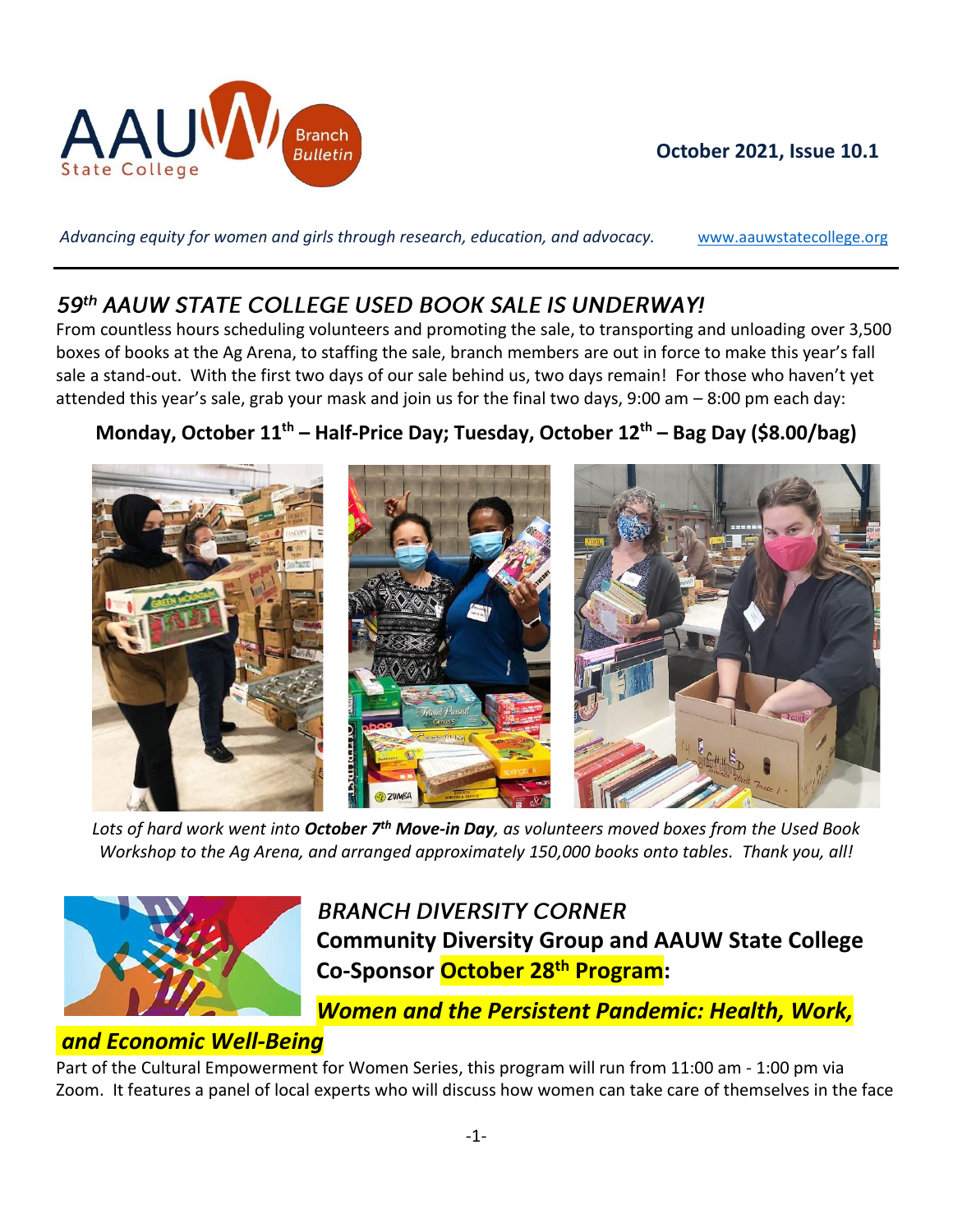AAUW State College Branch Bulletin

**October 2021, Issue 10.1**

*Advancing equity for women and girls through research, education, and advocacy.* www.aauwstatecollege.org

## *59th AAUW STATE COLLEGE USED BOOK SALE IS UNDERWAY!*

From countless hours scheduling volunteers and promoting the sale, to transporting and unloading over 3,500 boxes of books at the Ag Arena, to staffing the sale, branch members are out in force to make this year's fall sale a stand-out. With the first two days of our sale behind us, two days remain! For those who haven't yet attended this year's sale, grab your mask and join us for the final two days, 9:00 am – 8:00 pm each day:

**Monday, October 11th – Half-Price Day; Tuesday, October 12th – Bag Day ($8.00/bag)**

*Lots of hard work went into* ***October 7th Move-in Day****, as volunteers moved boxes from the Used Book Workshop to the Ag Arena, and arranged approximately 150,000 books onto tables. Thank you, all!*

## *BRANCH DIVERSITY CORNER*

### Community Diversity Group and AAUW State College Co-Sponsor October 28th Program:

### *Women and the Persistent Pandemic: Health, Work, and Economic Well-Being*

Part of the Cultural Empowerment for Women Series, this program will run from 11:00 am - 1:00 pm via Zoom. It features a panel of local experts who will discuss how women can take care of themselves in the face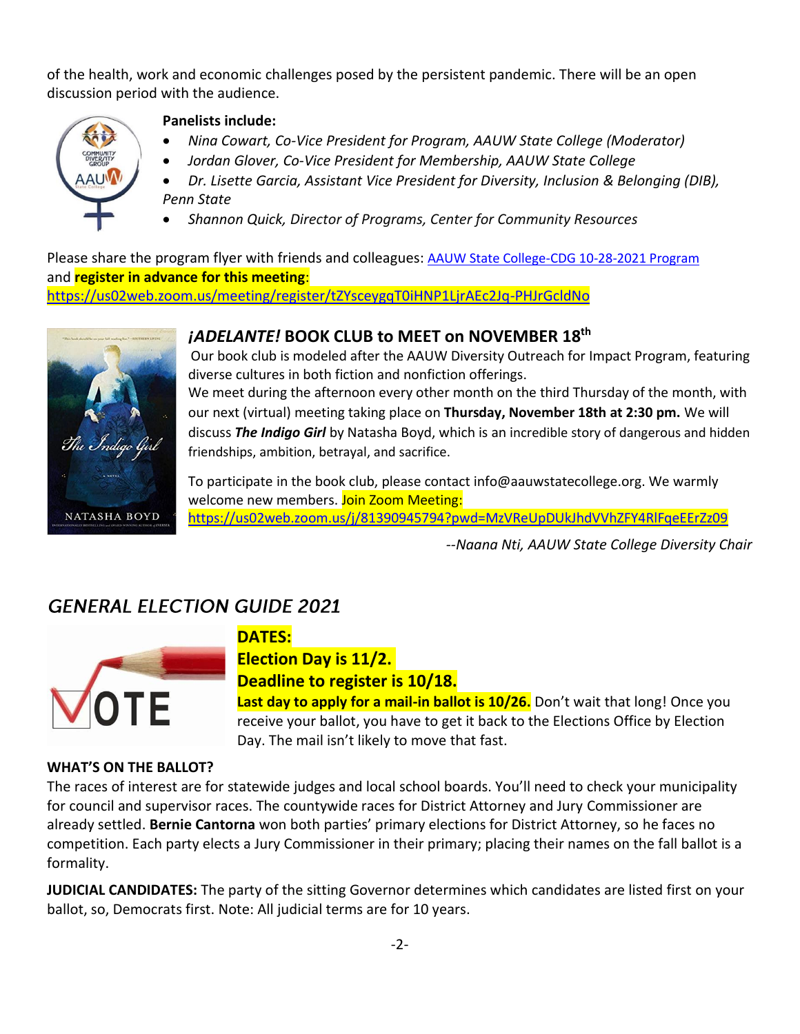of the health, work and economic challenges posed by the persistent pandemic. There will be an open discussion period with the audience.

**Panelists include:**

- *Nina Cowart, Co-Vice President for Program, AAUW State College (Moderator)*
- *Jordan Glover, Co-Vice President for Membership, AAUW State College*
- *Dr. Lisette Garcia, Assistant Vice President for Diversity, Inclusion & Belonging (DIB), Penn State*
- *Shannon Quick, Director of Programs, Center for Community Resources*

Please share the program flyer with friends and colleagues: AAUW State College-CDG 10-28-2021 Program and **register in advance for this meeting**:
https://us02web.zoom.us/meeting/register/tZYsceygqT0iHNP1LjrAEc2Jq-PHJrGcldNo

## *¡ADELANTE!* BOOK CLUB to MEET on NOVEMBER 18th

Our book club is modeled after the AAUW Diversity Outreach for Impact Program, featuring diverse cultures in both fiction and nonfiction offerings.

We meet during the afternoon every other month on the third Thursday of the month, with our next (virtual) meeting taking place on **Thursday, November 18th at 2:30 pm.** We will discuss ***The Indigo Girl*** by Natasha Boyd, which is an incredible story of dangerous and hidden friendships, ambition, betrayal, and sacrifice.

To participate in the book club, please contact info@aauwstatecollege.org. We warmly welcome new members. Join Zoom Meeting:
https://us02web.zoom.us/j/81390945794?pwd=MzVReUpDUkJhdVVhZFY4RlFqeEErZz09

*--Naana Nti, AAUW State College Diversity Chair*

## *GENERAL ELECTION GUIDE 2021*

**DATES:**
**Election Day is 11/2.**
**Deadline to register is 10/18.**
**Last day to apply for a mail-in ballot is 10/26.** Don't wait that long! Once you receive your ballot, you have to get it back to the Elections Office by Election Day. The mail isn't likely to move that fast.

**WHAT'S ON THE BALLOT?**

The races of interest are for statewide judges and local school boards. You'll need to check your municipality for council and supervisor races. The countywide races for District Attorney and Jury Commissioner are already settled. **Bernie Cantorna** won both parties' primary elections for District Attorney, so he faces no competition. Each party elects a Jury Commissioner in their primary; placing their names on the fall ballot is a formality.

**JUDICIAL CANDIDATES:** The party of the sitting Governor determines which candidates are listed first on your ballot, so, Democrats first. Note: All judicial terms are for 10 years.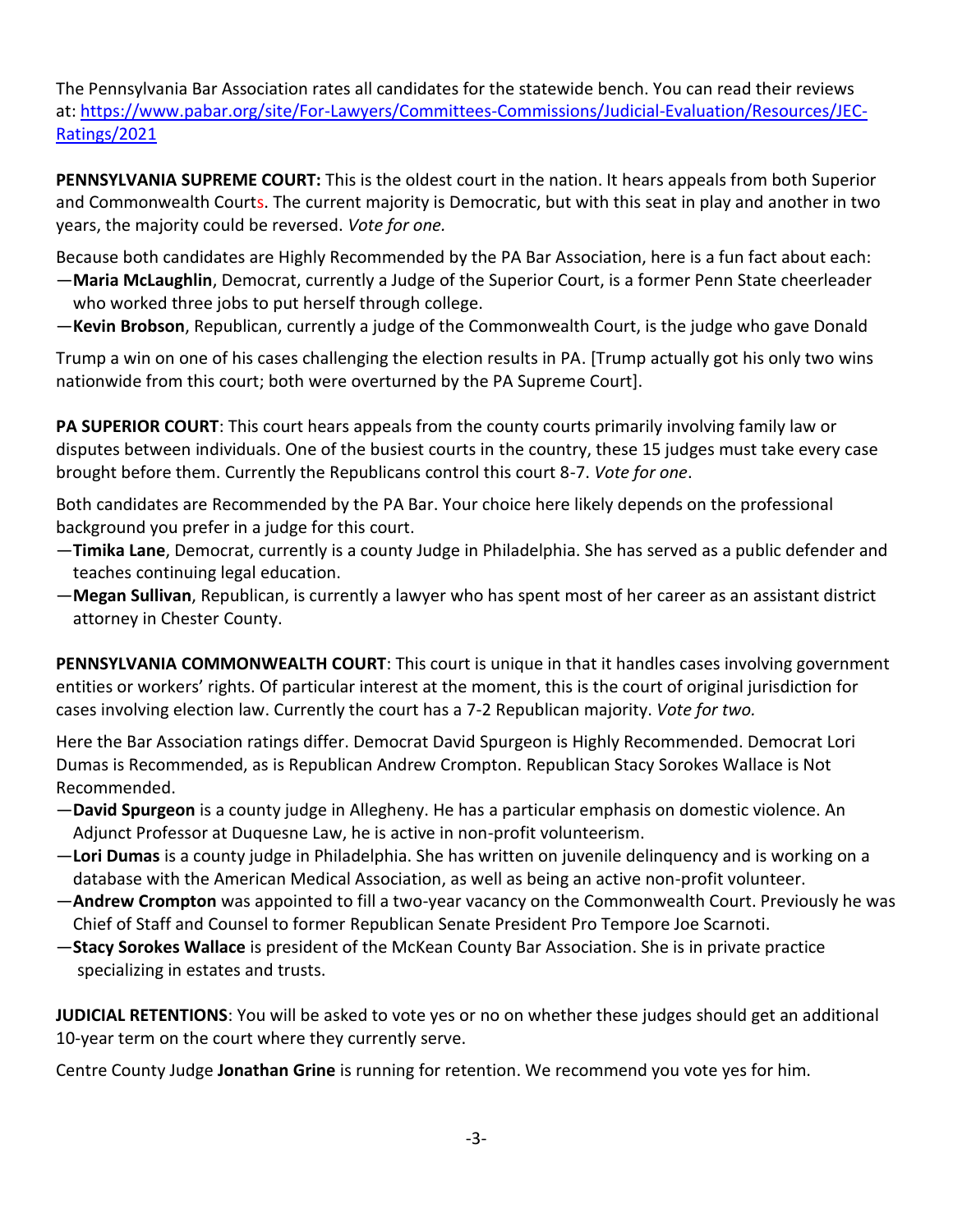The Pennsylvania Bar Association rates all candidates for the statewide bench. You can read their reviews at: https://www.pabar.org/site/For-Lawyers/Committees-Commissions/Judicial-Evaluation/Resources/JEC-Ratings/2021

**PENNSYLVANIA SUPREME COURT:** This is the oldest court in the nation. It hears appeals from both Superior and Commonwealth Courts. The current majority is Democratic, but with this seat in play and another in two years, the majority could be reversed. *Vote for one.*

Because both candidates are Highly Recommended by the PA Bar Association, here is a fun fact about each:

—**Maria McLaughlin**, Democrat, currently a Judge of the Superior Court, is a former Penn State cheerleader who worked three jobs to put herself through college.

—**Kevin Brobson**, Republican, currently a judge of the Commonwealth Court, is the judge who gave Donald Trump a win on one of his cases challenging the election results in PA. [Trump actually got his only two wins nationwide from this court; both were overturned by the PA Supreme Court].

**PA SUPERIOR COURT**: This court hears appeals from the county courts primarily involving family law or disputes between individuals. One of the busiest courts in the country, these 15 judges must take every case brought before them. Currently the Republicans control this court 8-7. *Vote for one*.

Both candidates are Recommended by the PA Bar. Your choice here likely depends on the professional background you prefer in a judge for this court.

—**Timika Lane**, Democrat, currently is a county Judge in Philadelphia. She has served as a public defender and teaches continuing legal education.

—**Megan Sullivan**, Republican, is currently a lawyer who has spent most of her career as an assistant district attorney in Chester County.

**PENNSYLVANIA COMMONWEALTH COURT**: This court is unique in that it handles cases involving government entities or workers' rights. Of particular interest at the moment, this is the court of original jurisdiction for cases involving election law. Currently the court has a 7-2 Republican majority. *Vote for two.*

Here the Bar Association ratings differ. Democrat David Spurgeon is Highly Recommended. Democrat Lori Dumas is Recommended, as is Republican Andrew Crompton. Republican Stacy Sorokes Wallace is Not Recommended.

—**David Spurgeon** is a county judge in Allegheny. He has a particular emphasis on domestic violence. An Adjunct Professor at Duquesne Law, he is active in non-profit volunteerism.

—**Lori Dumas** is a county judge in Philadelphia. She has written on juvenile delinquency and is working on a database with the American Medical Association, as well as being an active non-profit volunteer.

—**Andrew Crompton** was appointed to fill a two-year vacancy on the Commonwealth Court. Previously he was Chief of Staff and Counsel to former Republican Senate President Pro Tempore Joe Scarnoti.

—**Stacy Sorokes Wallace** is president of the McKean County Bar Association. She is in private practice specializing in estates and trusts.

**JUDICIAL RETENTIONS**: You will be asked to vote yes or no on whether these judges should get an additional 10-year term on the court where they currently serve.

Centre County Judge **Jonathan Grine** is running for retention. We recommend you vote yes for him.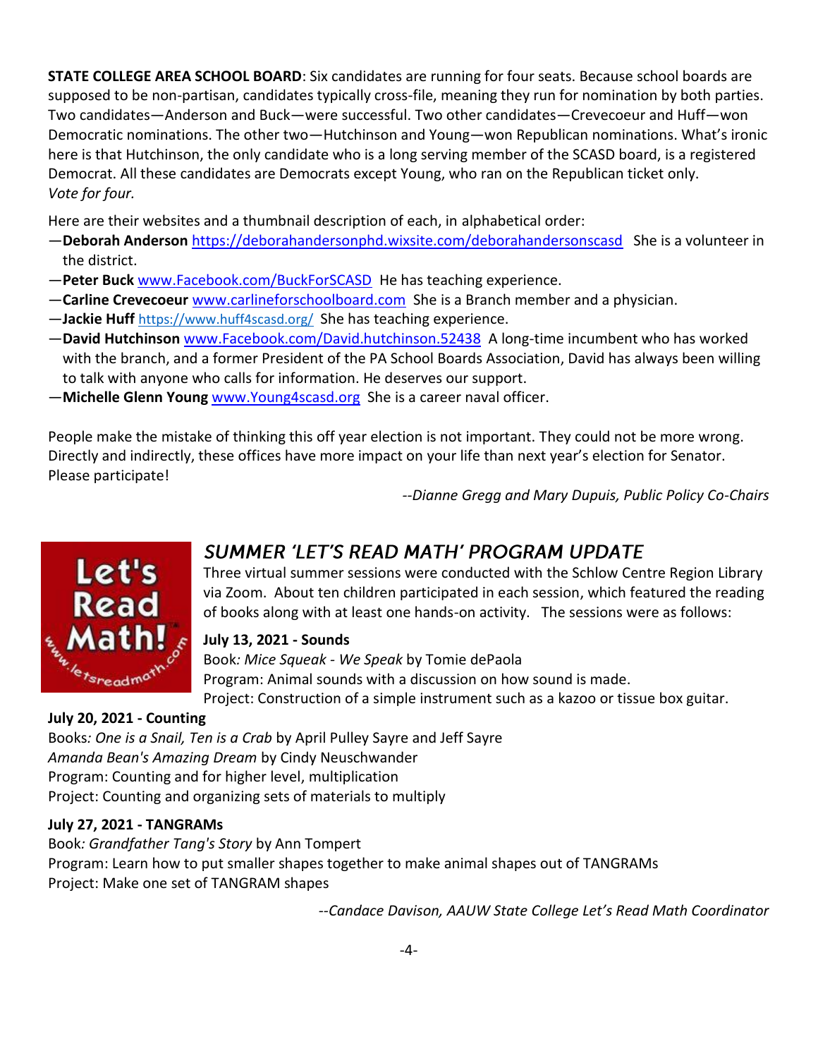**STATE COLLEGE AREA SCHOOL BOARD**: Six candidates are running for four seats. Because school boards are supposed to be non-partisan, candidates typically cross-file, meaning they run for nomination by both parties. Two candidates—Anderson and Buck—were successful. Two other candidates—Crevecoeur and Huff—won Democratic nominations. The other two—Hutchinson and Young—won Republican nominations. What's ironic here is that Hutchinson, the only candidate who is a long serving member of the SCASD board, is a registered Democrat. All these candidates are Democrats except Young, who ran on the Republican ticket only. *Vote for four.*

Here are their websites and a thumbnail description of each, in alphabetical order:

—**Deborah Anderson** https://deborahandersonphd.wixsite.com/deborahandersonscasd She is a volunteer in the district.
—**Peter Buck** www.Facebook.com/BuckForSCASD He has teaching experience.
—**Carline Crevecoeur** www.carlineforschoolboard.com She is a Branch member and a physician.
—**Jackie Huff** https://www.huff4scasd.org/ She has teaching experience.
—**David Hutchinson** www.Facebook.com/David.hutchinson.52438 A long-time incumbent who has worked with the branch, and a former President of the PA School Boards Association, David has always been willing to talk with anyone who calls for information. He deserves our support.
—**Michelle Glenn Young** www.Young4scasd.org She is a career naval officer.

People make the mistake of thinking this off year election is not important. They could not be more wrong. Directly and indirectly, these offices have more impact on your life than next year's election for Senator. Please participate!

*--Dianne Gregg and Mary Dupuis, Public Policy Co-Chairs*

## *SUMMER 'LET'S READ MATH' PROGRAM UPDATE*

Three virtual summer sessions were conducted with the Schlow Centre Region Library via Zoom. About ten children participated in each session, which featured the reading of books along with at least one hands-on activity. The sessions were as follows:

**July 13, 2021 - Sounds**
Book*: Mice Squeak - We Speak* by Tomie dePaola
Program: Animal sounds with a discussion on how sound is made.
Project: Construction of a simple instrument such as a kazoo or tissue box guitar.

**July 20, 2021 - Counting**
Books*: One is a Snail, Ten is a Crab* by April Pulley Sayre and Jeff Sayre
*Amanda Bean's Amazing Dream* by Cindy Neuschwander
Program: Counting and for higher level, multiplication
Project: Counting and organizing sets of materials to multiply

**July 27, 2021 - TANGRAMs**
Book*: Grandfather Tang's Story* by Ann Tompert
Program: Learn how to put smaller shapes together to make animal shapes out of TANGRAMs
Project: Make one set of TANGRAM shapes

*--Candace Davison, AAUW State College Let's Read Math Coordinator*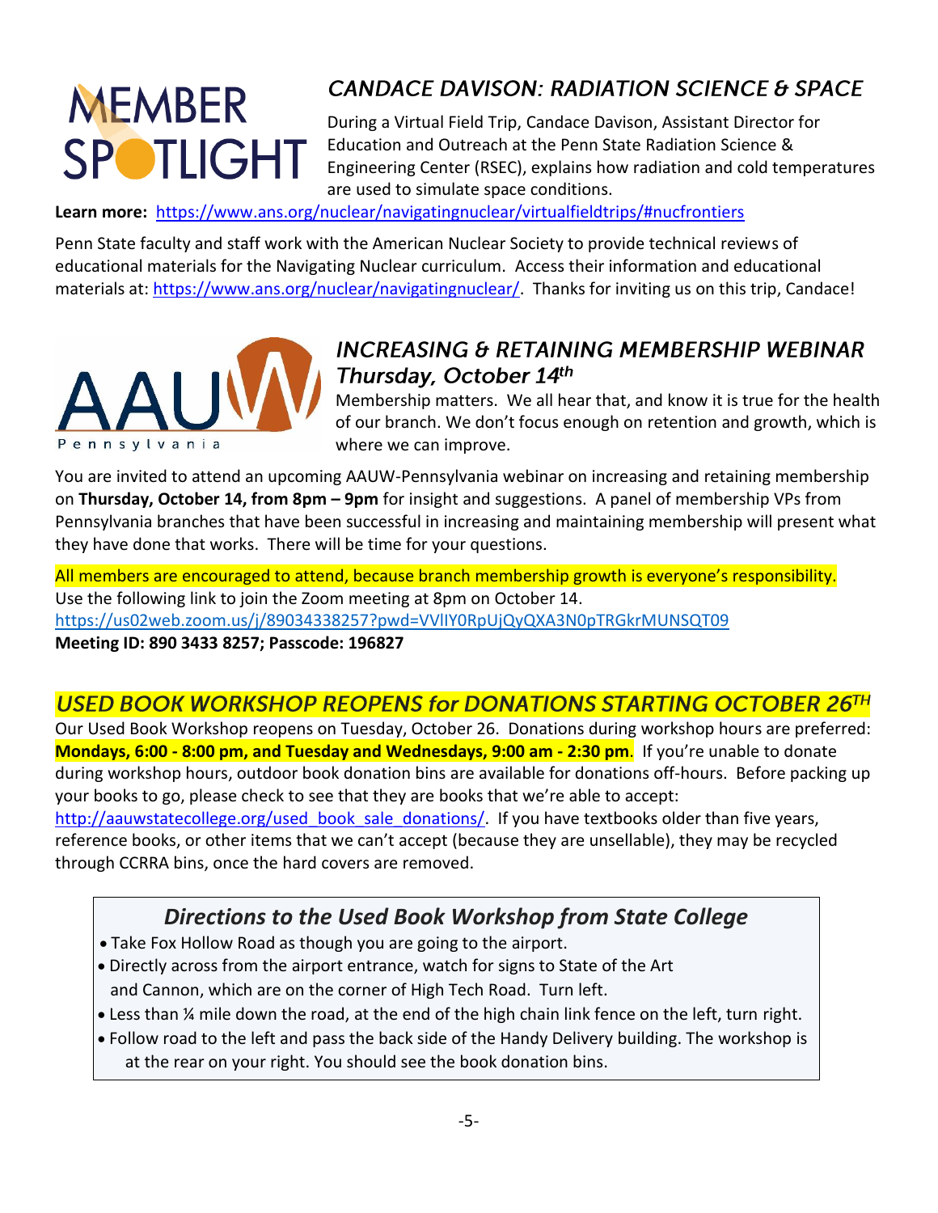# MEMBER SPOTLIGHT

## *CANDACE DAVISON: RADIATION SCIENCE & SPACE*

During a Virtual Field Trip, Candace Davison, Assistant Director for Education and Outreach at the Penn State Radiation Science & Engineering Center (RSEC), explains how radiation and cold temperatures are used to simulate space conditions.

**Learn more:** https://www.ans.org/nuclear/navigatingnuclear/virtualfieldtrips/#nucfrontiers

Penn State faculty and staff work with the American Nuclear Society to provide technical reviews of educational materials for the Navigating Nuclear curriculum. Access their information and educational materials at: https://www.ans.org/nuclear/navigatingnuclear/. Thanks for inviting us on this trip, Candace!

AAUW Pennsylvania

## *INCREASING & RETAINING MEMBERSHIP WEBINAR Thursday, October 14th*

Membership matters. We all hear that, and know it is true for the health of our branch. We don't focus enough on retention and growth, which is where we can improve.

You are invited to attend an upcoming AAUW-Pennsylvania webinar on increasing and retaining membership on **Thursday, October 14, from 8pm – 9pm** for insight and suggestions. A panel of membership VPs from Pennsylvania branches that have been successful in increasing and maintaining membership will present what they have done that works. There will be time for your questions.

All members are encouraged to attend, because branch membership growth is everyone's responsibility.
Use the following link to join the Zoom meeting at 8pm on October 14.
https://us02web.zoom.us/j/89034338257?pwd=VVlIY0RpUjQyQXA3N0pTRGkrMUNSQT09
**Meeting ID: 890 3433 8257; Passcode: 196827**

## *USED BOOK WORKSHOP REOPENS for DONATIONS STARTING OCTOBER 26TH*

Our Used Book Workshop reopens on Tuesday, October 26. Donations during workshop hours are preferred: **Mondays, 6:00 - 8:00 pm, and Tuesday and Wednesdays, 9:00 am - 2:30 pm**. If you're unable to donate during workshop hours, outdoor book donation bins are available for donations off-hours. Before packing up your books to go, please check to see that they are books that we're able to accept: http://aauwstatecollege.org/used_book_sale_donations/. If you have textbooks older than five years, reference books, or other items that we can't accept (because they are unsellable), they may be recycled through CCRRA bins, once the hard covers are removed.

### *Directions to the Used Book Workshop from State College*

- Take Fox Hollow Road as though you are going to the airport.
- Directly across from the airport entrance, watch for signs to State of the Art and Cannon, which are on the corner of High Tech Road. Turn left.
- Less than ¼ mile down the road, at the end of the high chain link fence on the left, turn right.
- Follow road to the left and pass the back side of the Handy Delivery building. The workshop is at the rear on your right. You should see the book donation bins.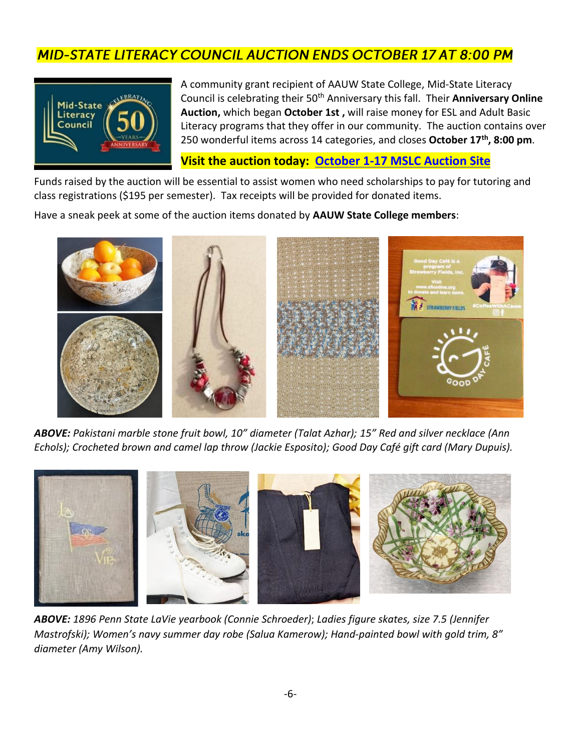## *MID-STATE LITERACY COUNCIL AUCTION ENDS OCTOBER 17 AT 8:00 PM*

A community grant recipient of AAUW State College, Mid-State Literacy Council is celebrating their 50th Anniversary this fall. Their **Anniversary Online Auction,** which began **October 1st ,** will raise money for ESL and Adult Basic Literacy programs that they offer in our community. The auction contains over 250 wonderful items across 14 categories, and closes **October 17th, 8:00 pm**.

**Visit the auction today: October 1-17 MSLC Auction Site**

Funds raised by the auction will be essential to assist women who need scholarships to pay for tutoring and class registrations ($195 per semester). Tax receipts will be provided for donated items.

Have a sneak peek at some of the auction items donated by **AAUW State College members**:

***ABOVE:*** *Pakistani marble stone fruit bowl, 10" diameter (Talat Azhar); 15" Red and silver necklace (Ann Echols); Crocheted brown and camel lap throw (Jackie Esposito); Good Day Café gift card (Mary Dupuis).*

***ABOVE:*** *1896 Penn State LaVie yearbook (Connie Schroeder); Ladies figure skates, size 7.5 (Jennifer Mastrofski); Women's navy summer day robe (Salua Kamerow); Hand-painted bowl with gold trim, 8" diameter (Amy Wilson).*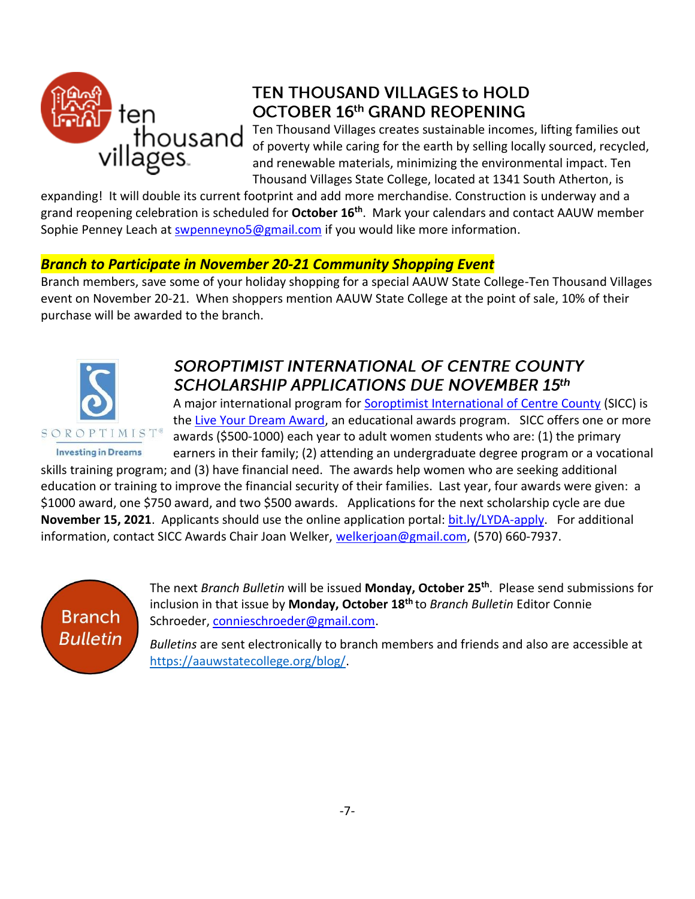## TEN THOUSAND VILLAGES to HOLD OCTOBER 16th GRAND REOPENING

Ten Thousand Villages creates sustainable incomes, lifting families out of poverty while caring for the earth by selling locally sourced, recycled, and renewable materials, minimizing the environmental impact. Ten Thousand Villages State College, located at 1341 South Atherton, is expanding! It will double its current footprint and add more merchandise. Construction is underway and a grand reopening celebration is scheduled for **October 16th**. Mark your calendars and contact AAUW member Sophie Penney Leach at swpenneyno5@gmail.com if you would like more information.

### *Branch to Participate in November 20-21 Community Shopping Event*

Branch members, save some of your holiday shopping for a special AAUW State College-Ten Thousand Villages event on November 20-21. When shoppers mention AAUW State College at the point of sale, 10% of their purchase will be awarded to the branch.

## *SOROPTIMIST INTERNATIONAL OF CENTRE COUNTY SCHOLARSHIP APPLICATIONS DUE NOVEMBER 15th*

A major international program for Soroptimist International of Centre County (SICC) is the Live Your Dream Award, an educational awards program. SICC offers one or more awards ($500-1000) each year to adult women students who are: (1) the primary earners in their family; (2) attending an undergraduate degree program or a vocational skills training program; and (3) have financial need. The awards help women who are seeking additional education or training to improve the financial security of their families. Last year, four awards were given: a $1000 award, one $750 award, and two $500 awards. Applications for the next scholarship cycle are due **November 15, 2021**. Applicants should use the online application portal: bit.ly/LYDA-apply. For additional information, contact SICC Awards Chair Joan Welker, welkerjoan@gmail.com, (570) 660-7937.

The next *Branch Bulletin* will be issued **Monday, October 25th**. Please send submissions for inclusion in that issue by **Monday, October 18th** to *Branch Bulletin* Editor Connie Schroeder, connieschroeder@gmail.com.

*Bulletins* are sent electronically to branch members and friends and also are accessible at https://aauwstatecollege.org/blog/.